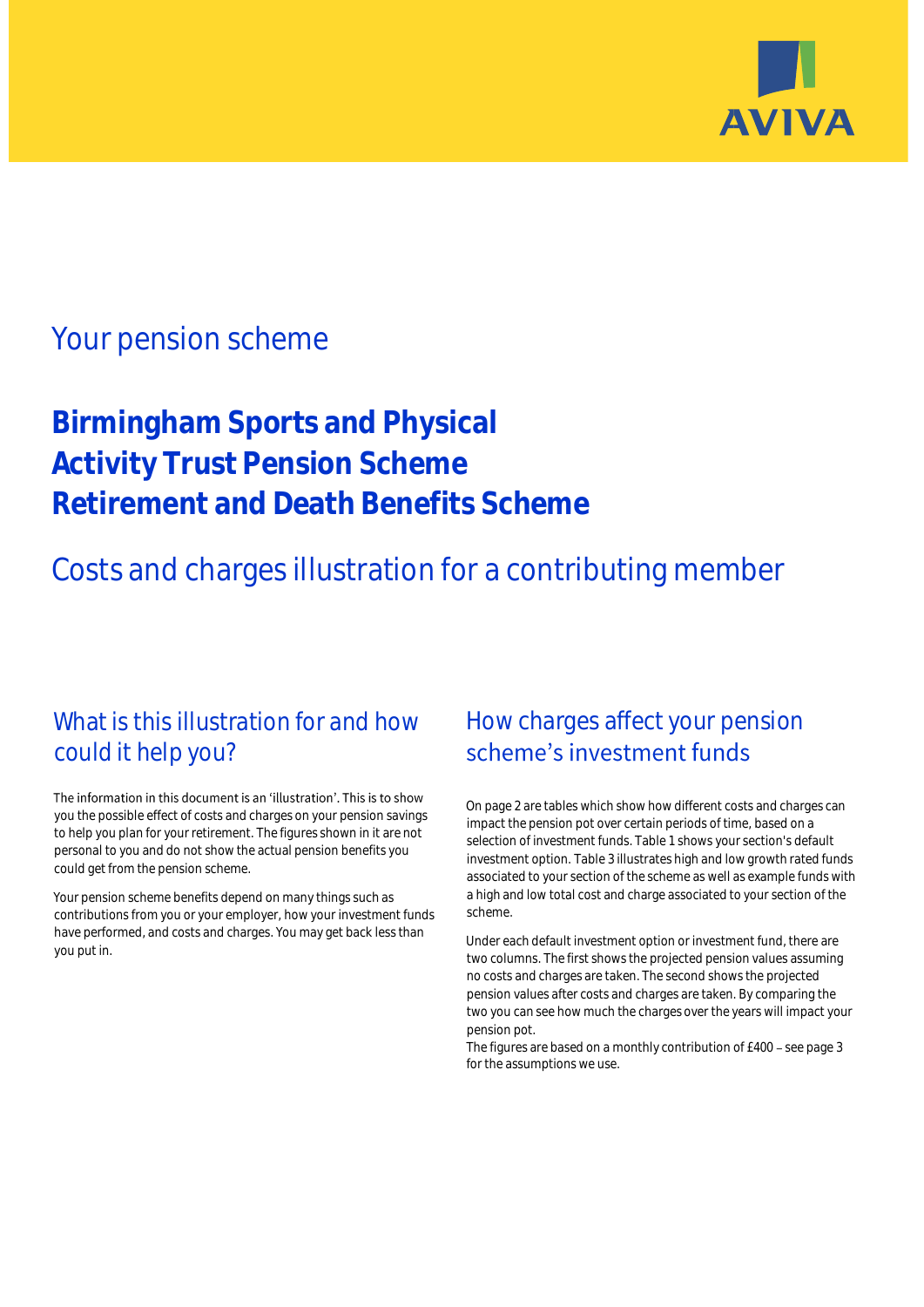AVIVA

## Your pension scheme

# Birmingham Sports and Physical Activity Trust Pension Scheme Retirement and Death Benefits Scheme

## Costs and charges illustration for a contributing member

### What is this illustration for and how could it help you?

The information in this document is an 'illustration'. This is to show you the possible effect of costs and charges on your pension savings to help you plan for your retirement. The figures shown in it are not personal to you and do not show the actual pension benefits you could get from the pension scheme.

Your pension scheme benefits depend on many things such as contributions from you or your employer, how your investment funds have performed, and costs and charges. You may get back less than you put in.

### How charges affect your pension scheme's investment funds

On page 2 are tables which show how different costs and charges can impact the pension pot over certain periods of time, based on a selection of investment funds. Table 1 shows your section's default investment option. Table 3 illustrates high and low growth rated funds associated to your section of the scheme as well as example funds with a high and low total cost and charge associated to your section of the scheme.

Under each default investment option or investment fund, there are two columns. The first shows the projected pension values assuming no costs and charges are taken. The second shows the projected pension values after costs and charges are taken. By comparing the two you can see how much the charges over the years will impact your pension pot.
The figures are based on a monthly contribution of £400 – see page 3 for the assumptions we use.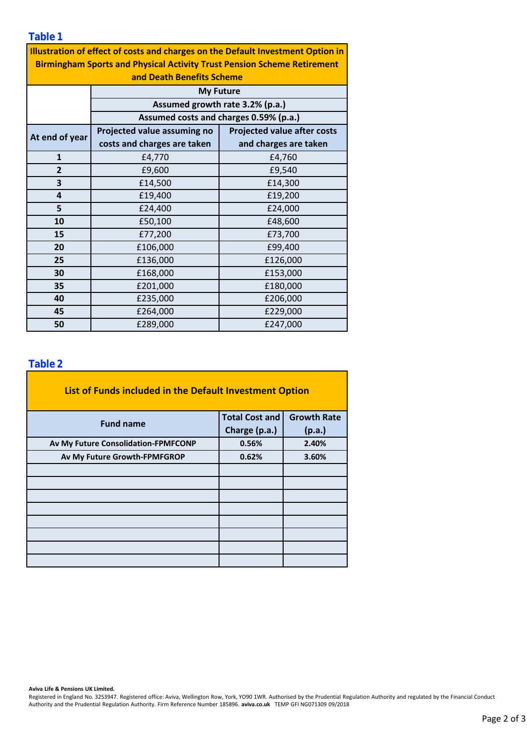### Table 1

| Illustration of effect of costs and charges on the Default Investment Option in Birmingham Sports and Physical Activity Trust Pension Scheme Retirement and Death Benefits Scheme | | |
|---|---|---|
| | My Future | |
| | Assumed growth rate 3.2% (p.a.) | |
| | Assumed costs and charges 0.59% (p.a.) | |
| At end of year | Projected value assuming no costs and charges are taken | Projected value after costs and charges are taken |
| 1 | £4,770 | £4,760 |
| 2 | £9,600 | £9,540 |
| 3 | £14,500 | £14,300 |
| 4 | £19,400 | £19,200 |
| 5 | £24,400 | £24,000 |
| 10 | £50,100 | £48,600 |
| 15 | £77,200 | £73,700 |
| 20 | £106,000 | £99,400 |
| 25 | £136,000 | £126,000 |
| 30 | £168,000 | £153,000 |
| 35 | £201,000 | £180,000 |
| 40 | £235,000 | £206,000 |
| 45 | £264,000 | £229,000 |
| 50 | £289,000 | £247,000 |

### Table 2

| List of Funds included in the Default Investment Option | | |
|---|---|---|
| Fund name | Total Cost and Charge (p.a.) | Growth Rate (p.a.) |
| Av My Future Consolidation-FPMFCONP | 0.56% | 2.40% |
| Av My Future Growth-FPMFGROP | 0.62% | 3.60% |
| | | |
| | | |
| | | |
| | | |
| | | |
| | | |
| | | |
| | | |

**Aviva Life & Pensions UK Limited.**
Registered in England No. 3253947. Registered office: Aviva, Wellington Row, York, YO90 1WR. Authorised by the Prudential Regulation Authority and regulated by the Financial Conduct Authority and the Prudential Regulation Authority. Firm Reference Number 185896. **aviva.co.uk** TEMP GFI NG071309 09/2018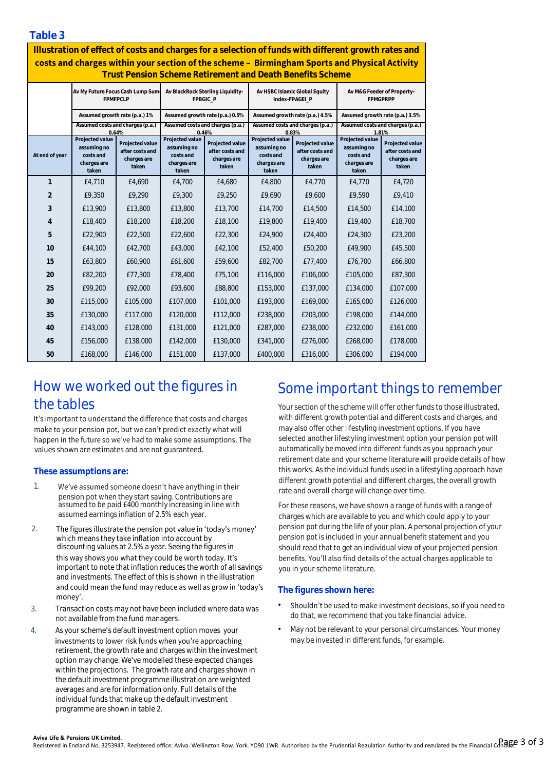## Table 3

| Illustration of effect of costs and charges for a selection of funds with different growth rates and costs and charges within your section of the scheme – Birmingham Sports and Physical Activity Trust Pension Scheme Retirement and Death Benefits Scheme | | | | | | | | |
|---|---|---|---|---|---|---|---|---|
| | Av My Future Focus Cash Lump Sum-FPMFPCLP | | Av BlackRock Sterling Liquidity-FPBGIC_P | | Av HSBC Islamic Global Equity Index-FPAGEI_P | | Av M&G Feeder of Property-FPMGPRPP | |
| | Assumed growth rate (p.a.) 1% | | Assumed growth rate (p.a.) 0.5% | | Assumed growth rate (p.a.) 4.5% | | Assumed growth rate (p.a.) 3.5% | |
| | Assumed costs and charges (p.a.) 0.64% | | Assumed costs and charges (p.a.) 0.46% | | Assumed costs and charges (p.a.) 0.83% | | Assumed costs and charges (p.a.) 1.81% | |
| At end of year | Projected value assuming no costs and charges are taken | Projected value after costs and charges are taken | Projected value assuming no costs and charges are taken | Projected value after costs and charges are taken | Projected value assuming no costs and charges are taken | Projected value after costs and charges are taken | Projected value assuming no costs and charges are taken | Projected value after costs and charges are taken |
| 1 | £4,710 | £4,690 | £4,700 | £4,680 | £4,800 | £4,770 | £4,770 | £4,720 |
| 2 | £9,350 | £9,290 | £9,300 | £9,250 | £9,690 | £9,600 | £9,590 | £9,410 |
| 3 | £13,900 | £13,800 | £13,800 | £13,700 | £14,700 | £14,500 | £14,500 | £14,100 |
| 4 | £18,400 | £18,200 | £18,200 | £18,100 | £19,800 | £19,400 | £19,400 | £18,700 |
| 5 | £22,900 | £22,500 | £22,600 | £22,300 | £24,900 | £24,400 | £24,300 | £23,200 |
| 10 | £44,100 | £42,700 | £43,000 | £42,100 | £52,400 | £50,200 | £49,900 | £45,500 |
| 15 | £63,800 | £60,900 | £61,600 | £59,600 | £82,700 | £77,400 | £76,700 | £66,800 |
| 20 | £82,200 | £77,300 | £78,400 | £75,100 | £116,000 | £106,000 | £105,000 | £87,300 |
| 25 | £99,200 | £92,000 | £93,600 | £88,800 | £153,000 | £137,000 | £134,000 | £107,000 |
| 30 | £115,000 | £105,000 | £107,000 | £101,000 | £193,000 | £169,000 | £165,000 | £126,000 |
| 35 | £130,000 | £117,000 | £120,000 | £112,000 | £238,000 | £203,000 | £198,000 | £144,000 |
| 40 | £143,000 | £128,000 | £131,000 | £121,000 | £287,000 | £238,000 | £232,000 | £161,000 |
| 45 | £156,000 | £138,000 | £142,000 | £130,000 | £341,000 | £276,000 | £268,000 | £178,000 |
| 50 | £168,000 | £146,000 | £151,000 | £137,000 | £400,000 | £316,000 | £306,000 | £194,000 |

# How we worked out the figures in the tables

It's important to understand the difference that costs and charges make to your pension pot, but we can't predict exactly what will happen in the future so we've had to make some assumptions. The values shown are estimates and are not guaranteed.

### These assumptions are:

1. We've assumed someone doesn't have anything in their pension pot when they start saving. Contributions are assumed to be paid £400 monthly increasing in line with assumed earnings inflation of 2.5% each year.
2. The figures illustrate the pension pot value in 'today's money' which means they take inflation into account by discounting values at 2.5% a year. Seeing the figures in this way shows you what they could be worth today. It's important to note that inflation reduces the worth of all savings and investments. The effect of this is shown in the illustration and could mean the fund may reduce as well as grow in 'today's money'.
3. Transaction costs may not have been included where data was not available from the fund managers.
4. As your scheme's default investment option moves your investments to lower risk funds when you're approaching retirement, the growth rate and charges within the investment option may change. We've modelled these expected changes within the projections. The growth rate and charges shown in the default investment programme illustration are weighted averages and are for information only. Full details of the individual funds that make up the default investment programme are shown in table 2.

# Some important things to remember

Your section of the scheme will offer other funds to those illustrated, with different growth potential and different costs and charges, and may also offer other lifestyling investment options. If you have selected another lifestyling investment option your pension pot will automatically be moved into different funds as you approach your retirement date and your scheme literature will provide details of how this works. As the individual funds used in a lifestyling approach have different growth potential and different charges, the overall growth rate and overall charge will change over time.

For these reasons, we have shown a range of funds with a range of charges which are available to you and which could apply to your pension pot during the life of your plan. A personal projection of your pension pot is included in your annual benefit statement and you should read that to get an individual view of your projected pension benefits. You'll also find details of the actual charges applicable to you in your scheme literature.

### The figures shown here:

- Shouldn't be used to make investment decisions, so if you need to do that, we recommend that you take financial advice.
- May not be relevant to your personal circumstances. Your money may be invested in different funds, for example.

**Aviva Life & Pensions UK Limited.**
Registered in England No. 3253947. Registered office: Aviva, Wellington Row, York, YO90 1WR. Authorised by the Prudential Regulation Authority and regulated by the Financial Conduct